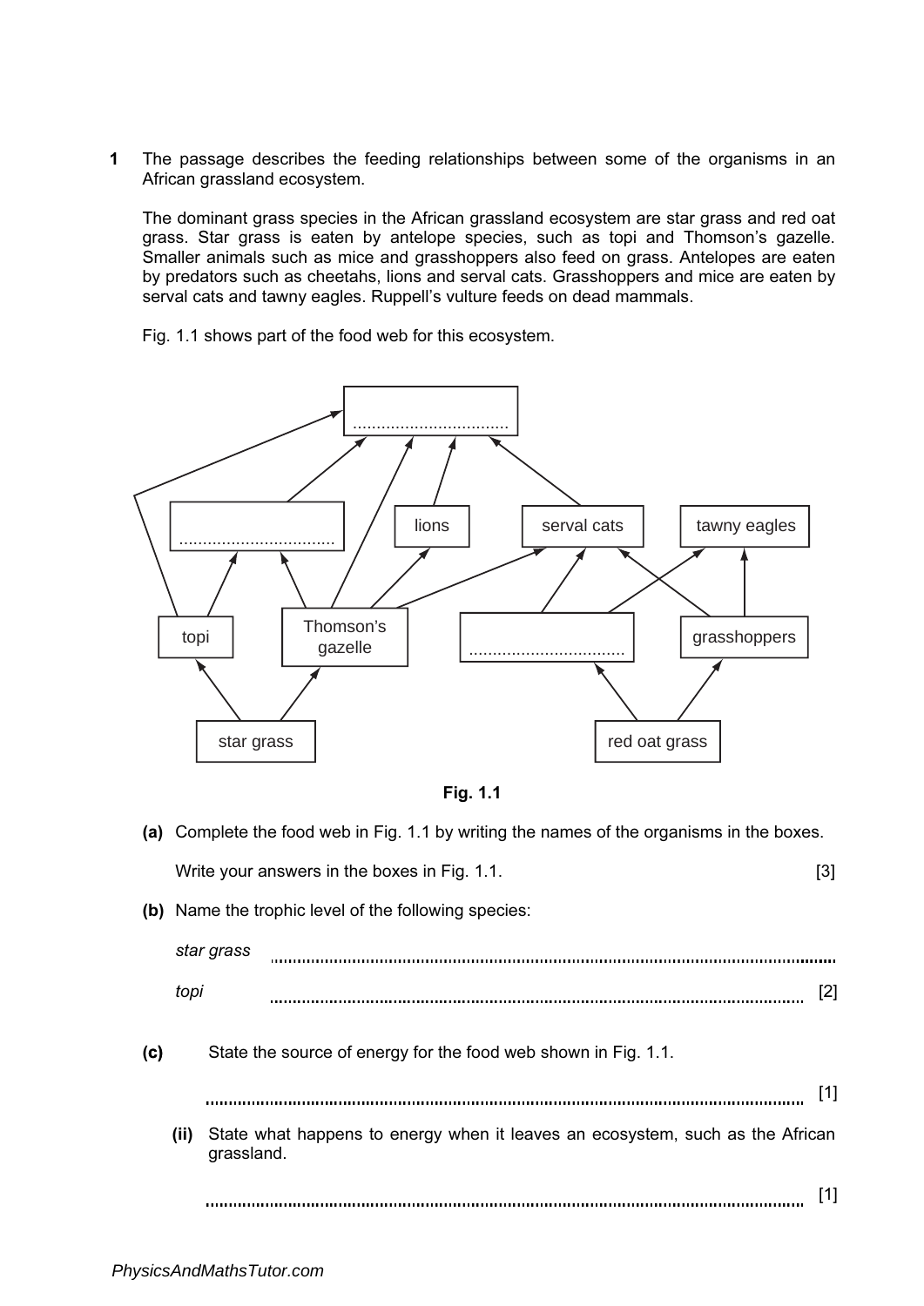**1** The passage describes the feeding relationships between some of the organisms in an African grassland ecosystem.

The dominant grass species in the African grassland ecosystem are star grass and red oat grass. Star grass is eaten by antelope species, such as topi and Thomson's gazelle. Smaller animals such as mice and grasshoppers also feed on grass. Antelopes are eaten by predators such as cheetahs, lions and serval cats. Grasshoppers and mice are eaten by serval cats and tawny eagles. Ruppell's vulture feeds on dead mammals.

Fig. 1.1 shows part of the food web for this ecosystem.

................................

................................ | lions | serval cats | tawny eagles

topi | Thomson's gazelle | ................................ | grasshoppers

star grass | red oat grass

**Fig. 1.1**

**(a)** Complete the food web in Fig. 1.1 by writing the names of the organisms in the boxes.

Write your answers in the boxes in Fig. 1.1. [3]

**(b)** Name the trophic level of the following species:

*star grass* ..............................................................................................................

*topi* .............................................................................................................. [2]

**(c)** State the source of energy for the food web shown in Fig. 1.1.

.............................................................................................................. [1]

**(ii)** State what happens to energy when it leaves an ecosystem, such as the African grassland.

.............................................................................................................. [1]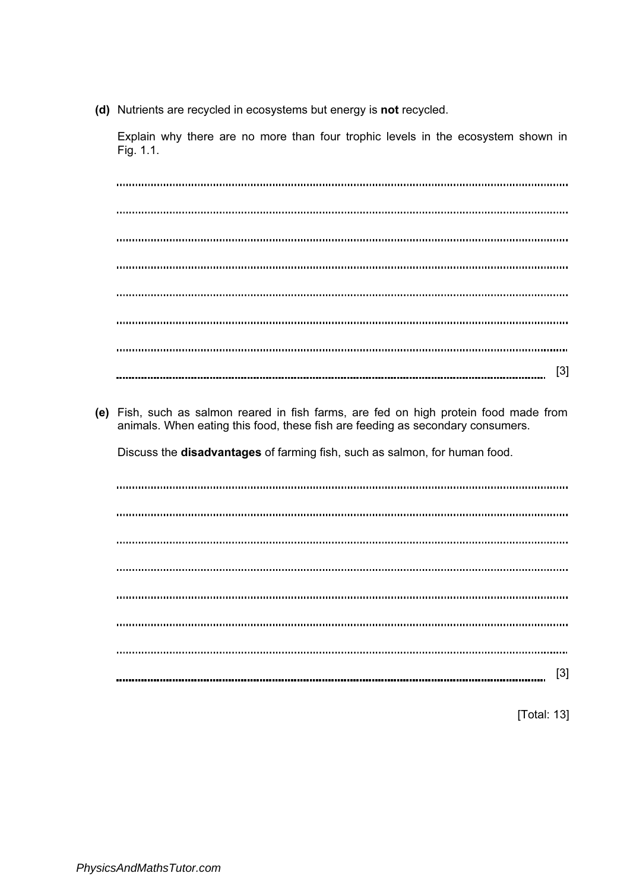**(d)** Nutrients are recycled in ecosystems but energy is **not** recycled.

Explain why there are no more than four trophic levels in the ecosystem shown in Fig. 1.1.

..........................................................................................................................................

..........................................................................................................................................

..........................................................................................................................................

..........................................................................................................................................

..........................................................................................................................................

..........................................................................................................................................

..........................................................................................................................................

.......................................................................................................................................... [3]

**(e)** Fish, such as salmon reared in fish farms, are fed on high protein food made from animals. When eating this food, these fish are feeding as secondary consumers.

Discuss the **disadvantages** of farming fish, such as salmon, for human food.

..........................................................................................................................................

..........................................................................................................................................

..........................................................................................................................................

..........................................................................................................................................

..........................................................................................................................................

..........................................................................................................................................

..........................................................................................................................................

.......................................................................................................................................... [3]

[Total: 13]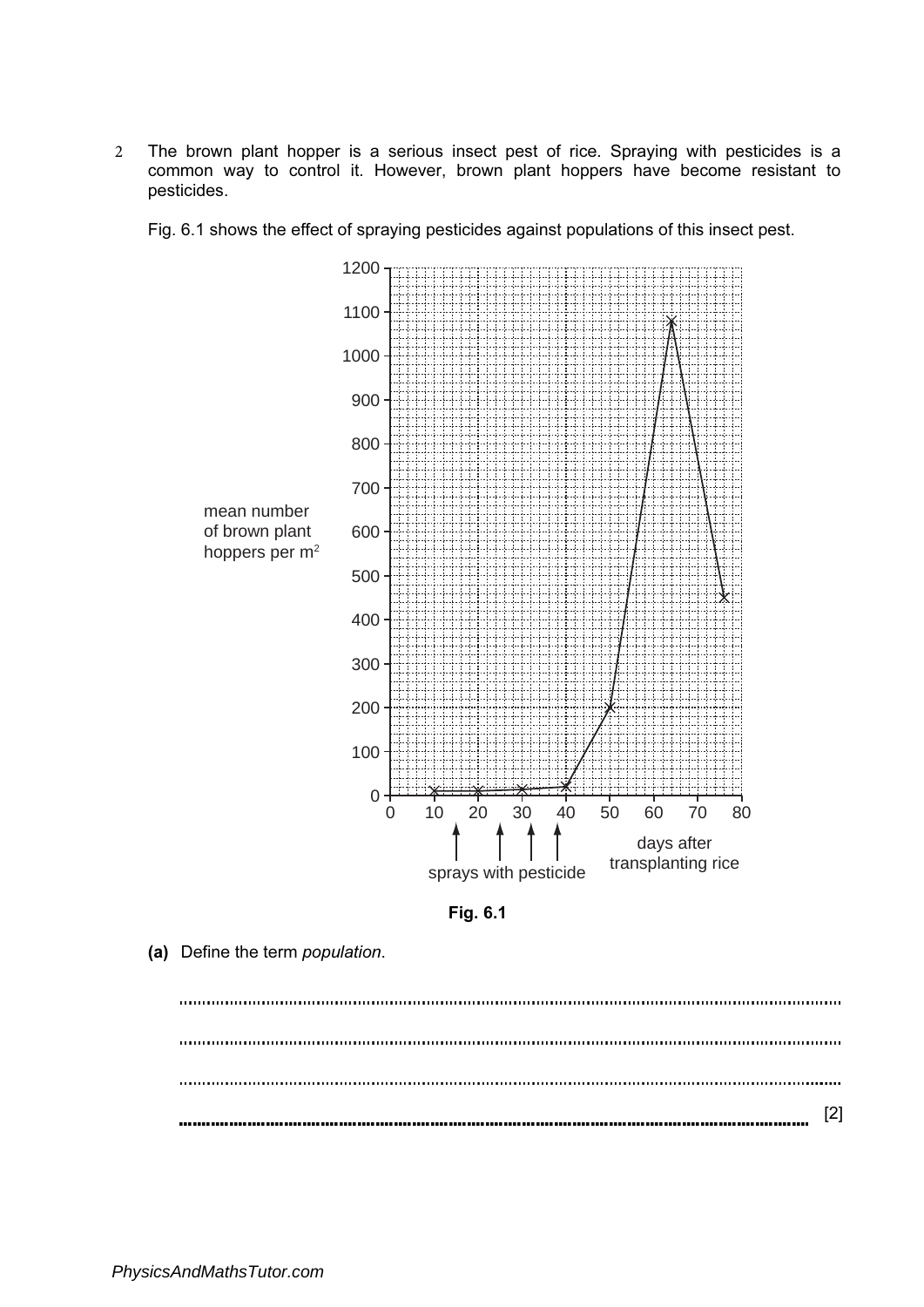2 The brown plant hopper is a serious insect pest of rice. Spraying with pesticides is a common way to control it. However, brown plant hoppers have become resistant to pesticides.

Fig. 6.1 shows the effect of spraying pesticides against populations of this insect pest.

**Fig. 6.1**

**(a)** Define the term *population*.

.......................................................................................................................................

.......................................................................................................................................

.......................................................................................................................................

....................................................................................................................................... [2]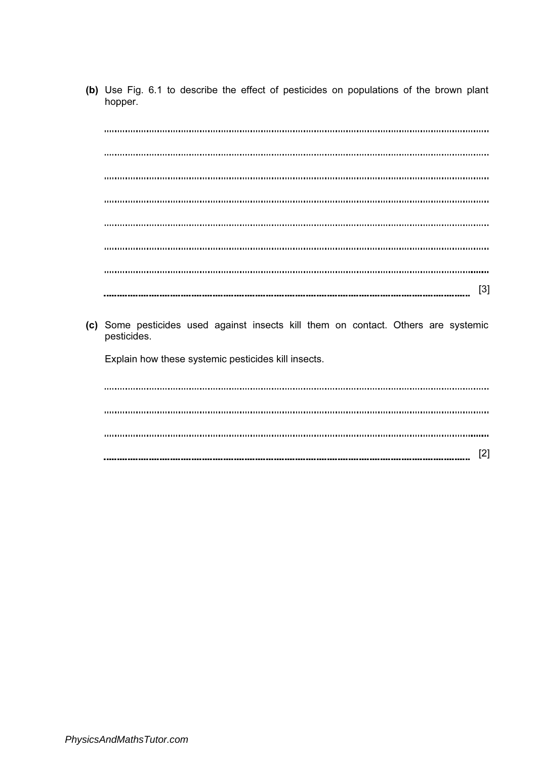(b) Use Fig. 6.1 to describe the effect of pesticides on populations of the brown plant hopper.

.......................................................................................................................................

.......................................................................................................................................

.......................................................................................................................................

.......................................................................................................................................

.......................................................................................................................................

.......................................................................................................................................

.......................................................................................................................................

....................................................................................................................................... [3]

(c) Some pesticides used against insects kill them on contact. Others are systemic pesticides.

Explain how these systemic pesticides kill insects.

.......................................................................................................................................

.......................................................................................................................................

.......................................................................................................................................

....................................................................................................................................... [2]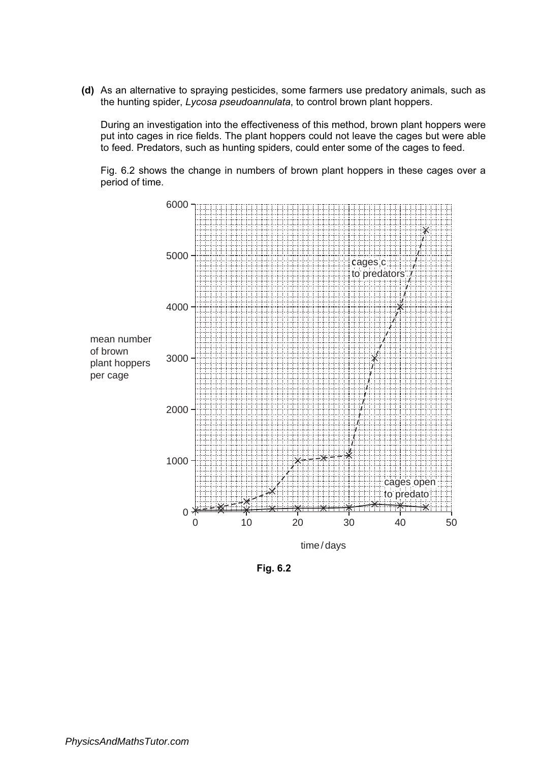**(d)** As an alternative to spraying pesticides, some farmers use predatory animals, such as the hunting spider, *Lycosa pseudoannulata*, to control brown plant hoppers.

During an investigation into the effectiveness of this method, brown plant hoppers were put into cages in rice fields. The plant hoppers could not leave the cages but were able to feed. Predators, such as hunting spiders, could enter some of the cages to feed.

Fig. 6.2 shows the change in numbers of brown plant hoppers in these cages over a period of time.

Fig. 6.2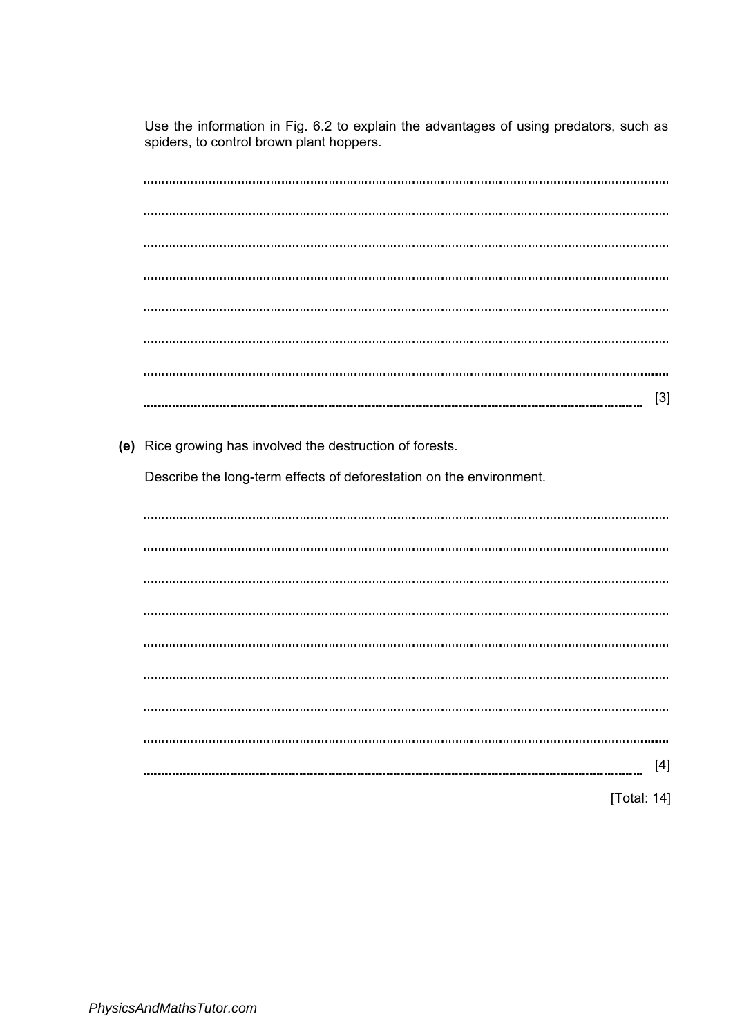Use the information in Fig. 6.2 to explain the advantages of using predators, such as spiders, to control brown plant hoppers.

..................................................................................................................................................

..................................................................................................................................................

..................................................................................................................................................

..................................................................................................................................................

..................................................................................................................................................

..................................................................................................................................................

..................................................................................................................................................

.................................................................................................................................................. [3]

**(e)** Rice growing has involved the destruction of forests.

Describe the long-term effects of deforestation on the environment.

..................................................................................................................................................

..................................................................................................................................................

..................................................................................................................................................

..................................................................................................................................................

..................................................................................................................................................

..................................................................................................................................................

..................................................................................................................................................

..................................................................................................................................................

.................................................................................................................................................. [4]

[Total: 14]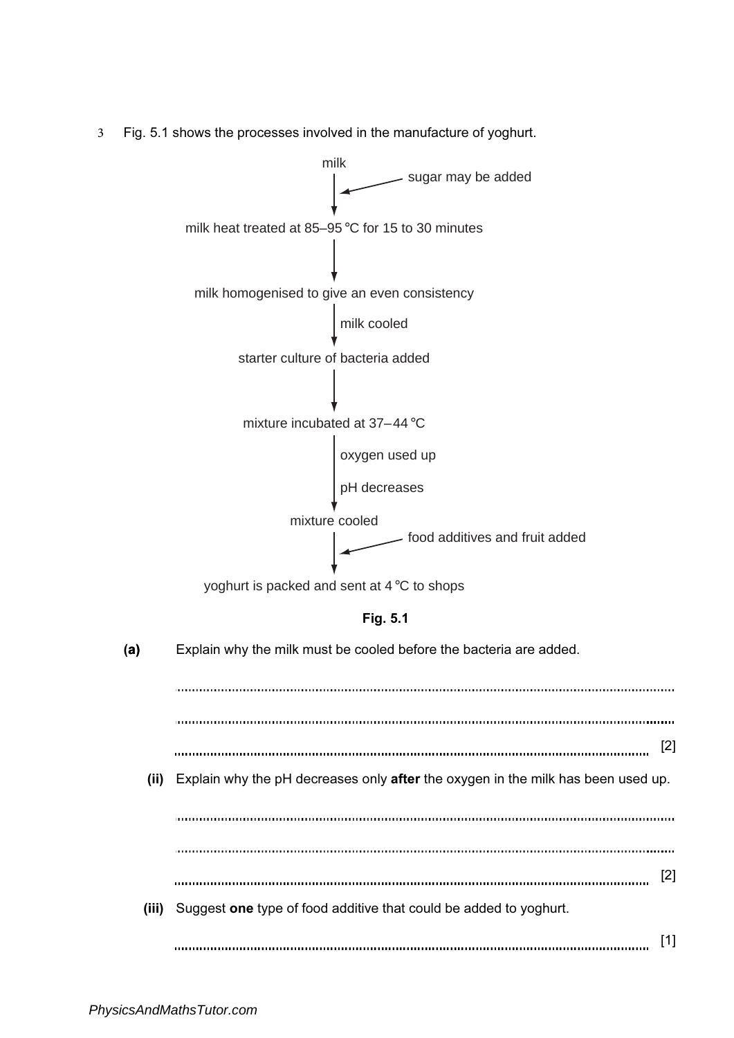3 Fig. 5.1 shows the processes involved in the manufacture of yoghurt.

milk
↓ ← sugar may be added
milk heat treated at 85–95 °C for 15 to 30 minutes
↓
milk homogenised to give an even consistency
↓ milk cooled
starter culture of bacteria added
↓
mixture incubated at 37– 44 °C
↓ oxygen used up
↓ pH decreases
mixture cooled
↓ ← food additives and fruit added
yoghurt is packed and sent at 4 °C to shops

**Fig. 5.1**

**(a)** Explain why the milk must be cooled before the bacteria are added.

..........................................................................................................................................

..........................................................................................................................................

.......................................................................................................................................... [2]

**(ii)** Explain why the pH decreases only **after** the oxygen in the milk has been used up.

..........................................................................................................................................

..........................................................................................................................................

.......................................................................................................................................... [2]

**(iii)** Suggest **one** type of food additive that could be added to yoghurt.

.......................................................................................................................................... [1]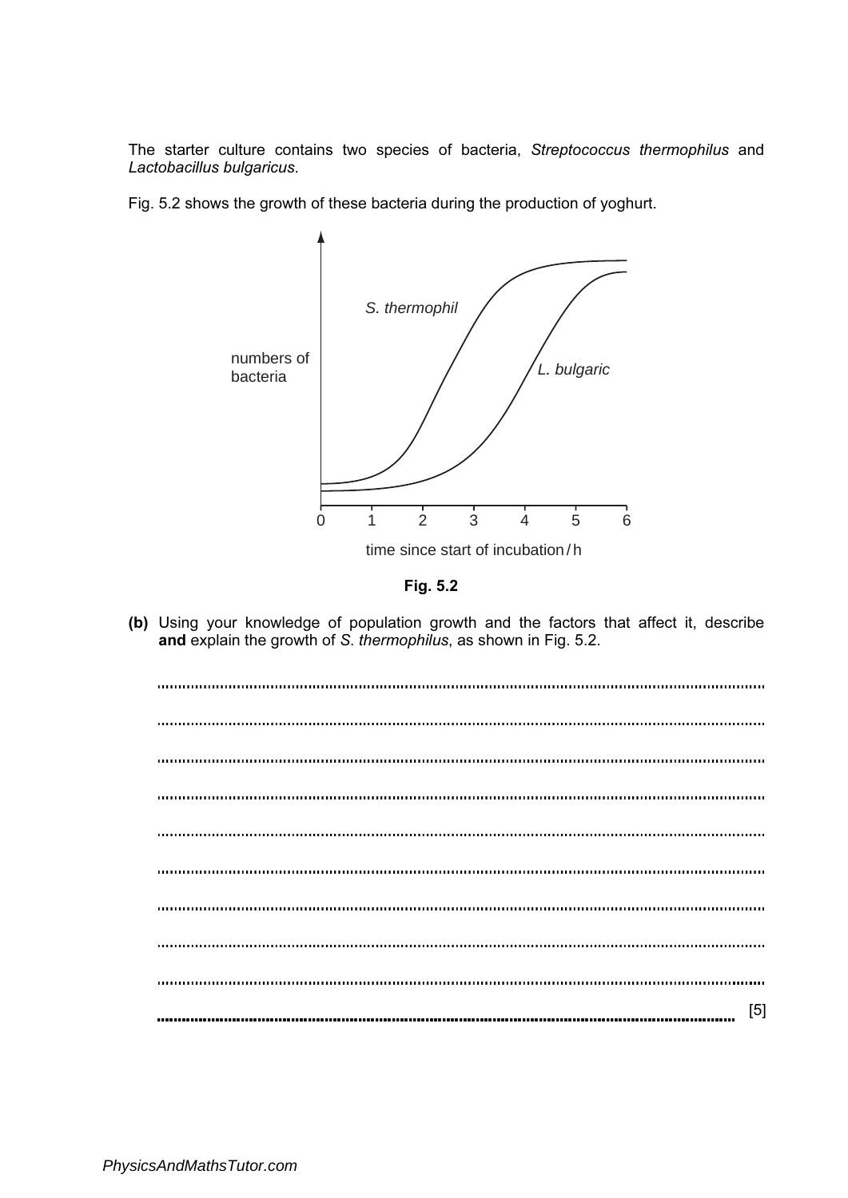The starter culture contains two species of bacteria, *Streptococcus thermophilus* and *Lactobacillus bulgaricus*.

Fig. 5.2 shows the growth of these bacteria during the production of yoghurt.

Fig. 5.2

**(b)** Using your knowledge of population growth and the factors that affect it, describe **and** explain the growth of *S. thermophilus*, as shown in Fig. 5.2.

..........................................................................................................................................

..........................................................................................................................................

..........................................................................................................................................

..........................................................................................................................................

..........................................................................................................................................

..........................................................................................................................................

..........................................................................................................................................

..........................................................................................................................................

..........................................................................................................................................

.......................................................................................................................................... [5]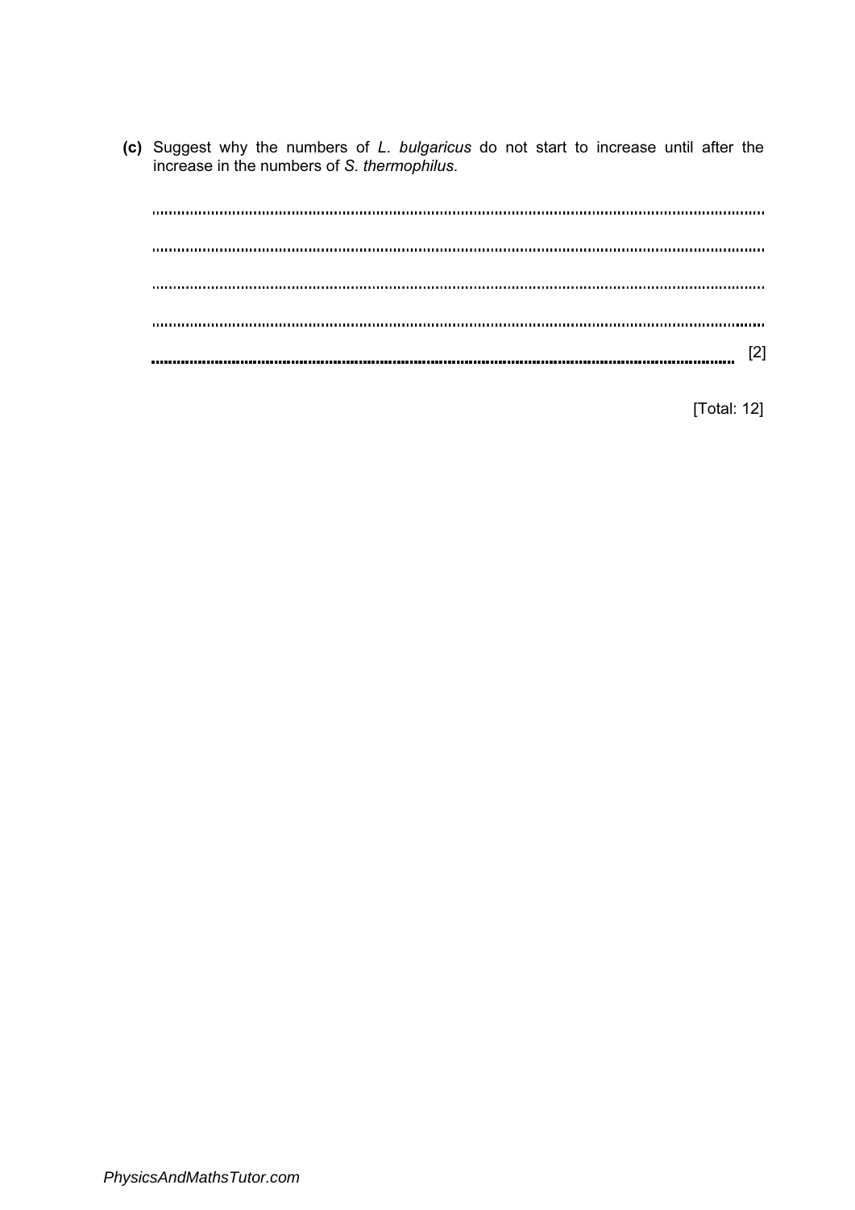**(c)** Suggest why the numbers of *L. bulgaricus* do not start to increase until after the increase in the numbers of *S. thermophilus*.

..........................................................................................................................................

..........................................................................................................................................

..........................................................................................................................................

..........................................................................................................................................

.......................................................................................................................................... [2]

[Total: 12]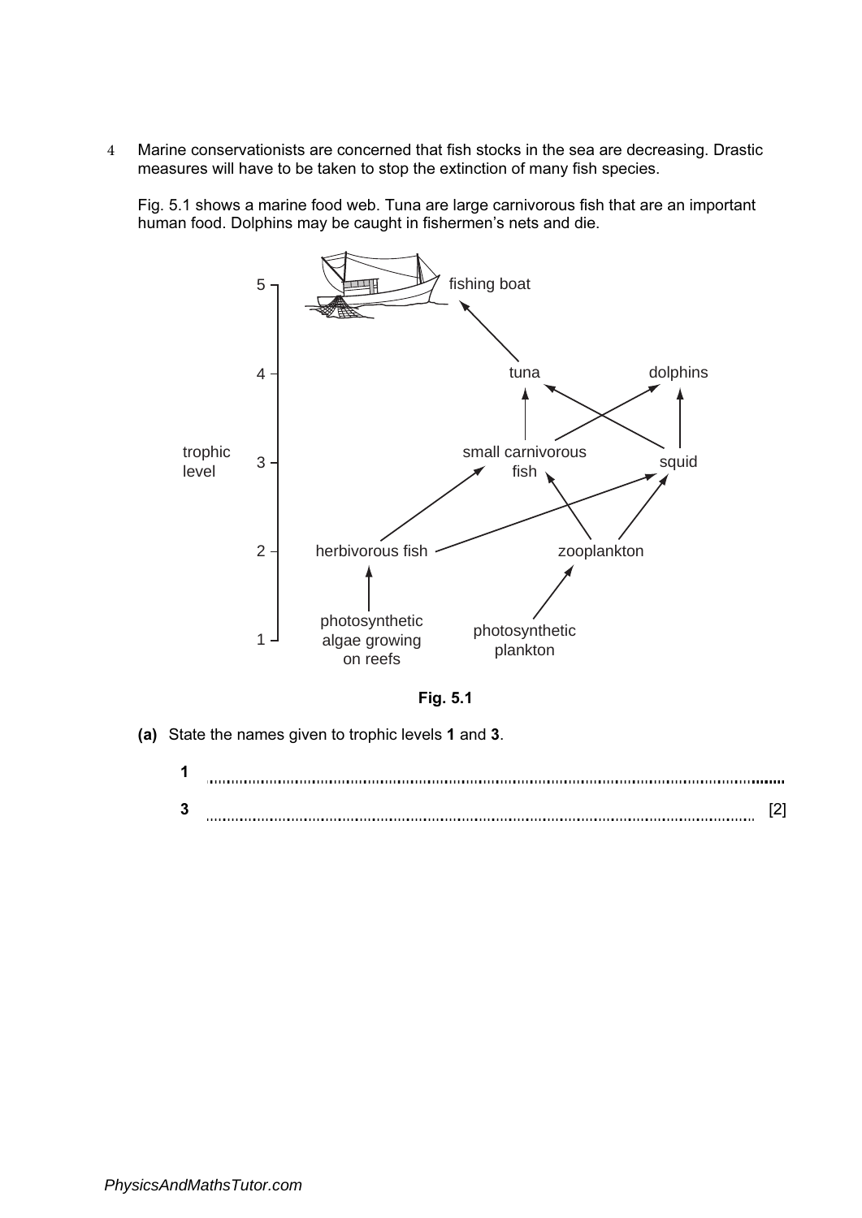4 Marine conservationists are concerned that fish stocks in the sea are decreasing. Drastic measures will have to be taken to stop the extinction of many fish species.

Fig. 5.1 shows a marine food web. Tuna are large carnivorous fish that are an important human food. Dolphins may be caught in fishermen's nets and die.

Fig. 5.1

**(a)** State the names given to trophic levels **1** and **3**.

**1** ..........................................................................................................................................

**3** .................................................................................................................................. [2]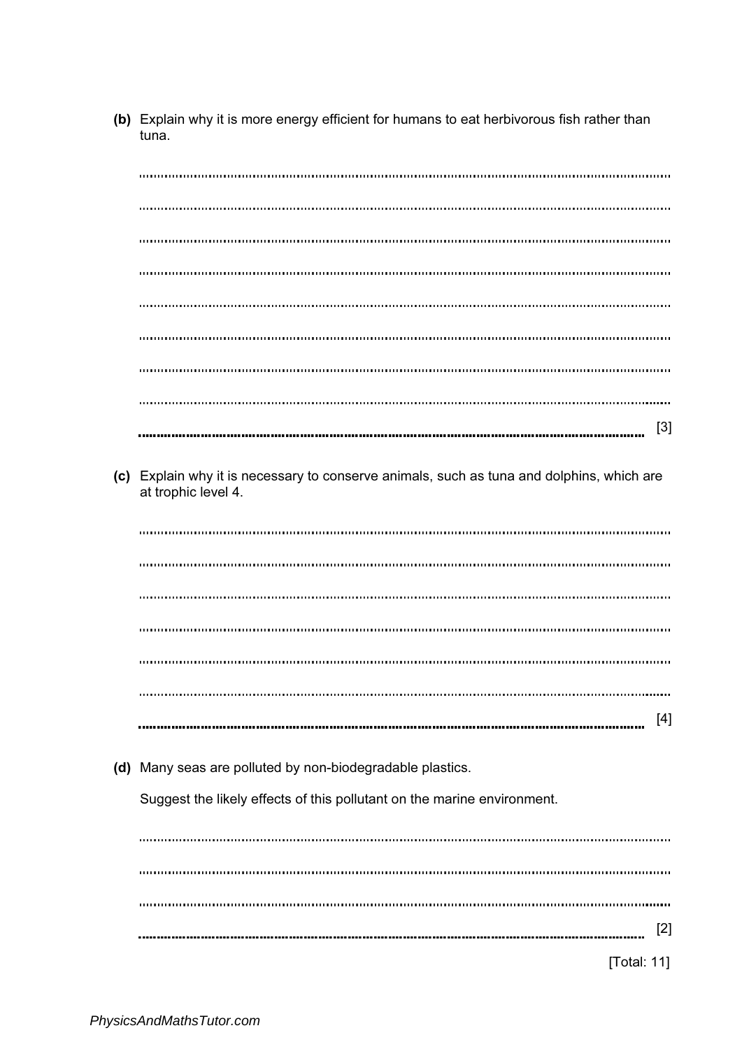**(b)** Explain why it is more energy efficient for humans to eat herbivorous fish rather than tuna.

........................................................................................................................................

........................................................................................................................................

........................................................................................................................................

........................................................................................................................................

........................................................................................................................................

........................................................................................................................................

........................................................................................................................................

........................................................................................................................................

........................................................................................................................................ [3]

**(c)** Explain why it is necessary to conserve animals, such as tuna and dolphins, which are at trophic level 4.

........................................................................................................................................

........................................................................................................................................

........................................................................................................................................

........................................................................................................................................

........................................................................................................................................

........................................................................................................................................

........................................................................................................................................ [4]

**(d)** Many seas are polluted by non-biodegradable plastics.

Suggest the likely effects of this pollutant on the marine environment.

........................................................................................................................................

........................................................................................................................................

........................................................................................................................................

........................................................................................................................................ [2]

[Total: 11]